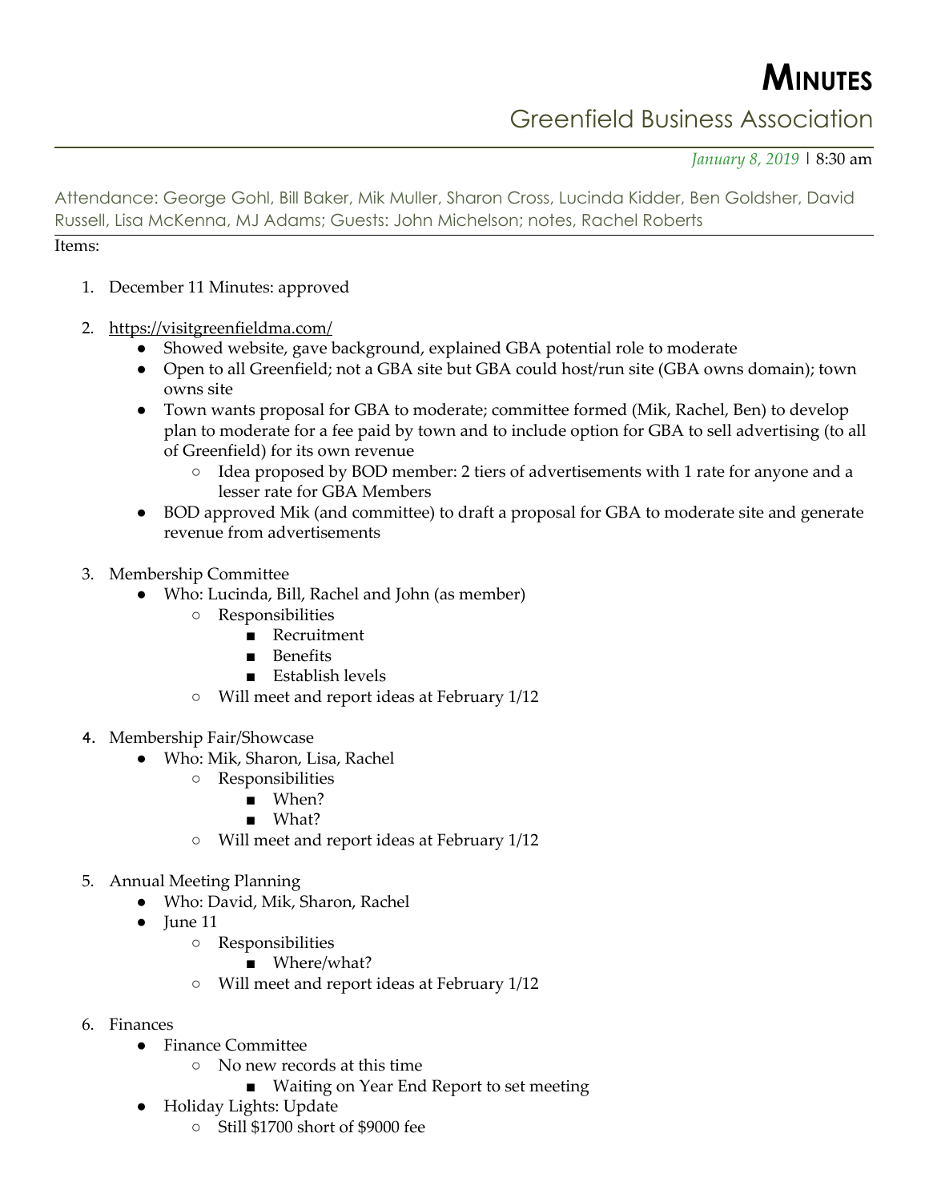# Minutes

## Greenfield Business Association

*January 8, 2019* | 8:30 am

Attendance: George Gohl, Bill Baker, Mik Muller, Sharon Cross, Lucinda Kidder, Ben Goldsher, David Russell, Lisa McKenna, MJ Adams; Guests: John Michelson; notes, Rachel Roberts

Items:

1. December 11 Minutes: approved

2. https://visitgreenfieldma.com/
   - Showed website, gave background, explained GBA potential role to moderate
   - Open to all Greenfield; not a GBA site but GBA could host/run site (GBA owns domain); town owns site
   - Town wants proposal for GBA to moderate; committee formed (Mik, Rachel, Ben) to develop plan to moderate for a fee paid by town and to include option for GBA to sell advertising (to all of Greenfield) for its own revenue
     - Idea proposed by BOD member: 2 tiers of advertisements with 1 rate for anyone and a lesser rate for GBA Members
   - BOD approved Mik (and committee) to draft a proposal for GBA to moderate site and generate revenue from advertisements

3. Membership Committee
   - Who: Lucinda, Bill, Rachel and John (as member)
     - Responsibilities
       - Recruitment
       - Benefits
       - Establish levels
     - Will meet and report ideas at February 1/12

4. Membership Fair/Showcase
   - Who: Mik, Sharon, Lisa, Rachel
     - Responsibilities
       - When?
       - What?
     - Will meet and report ideas at February 1/12

5. Annual Meeting Planning
   - Who: David, Mik, Sharon, Rachel
   - June 11
     - Responsibilities
       - Where/what?
     - Will meet and report ideas at February 1/12

6. Finances
   - Finance Committee
     - No new records at this time
       - Waiting on Year End Report to set meeting
   - Holiday Lights: Update
     - Still $1700 short of $9000 fee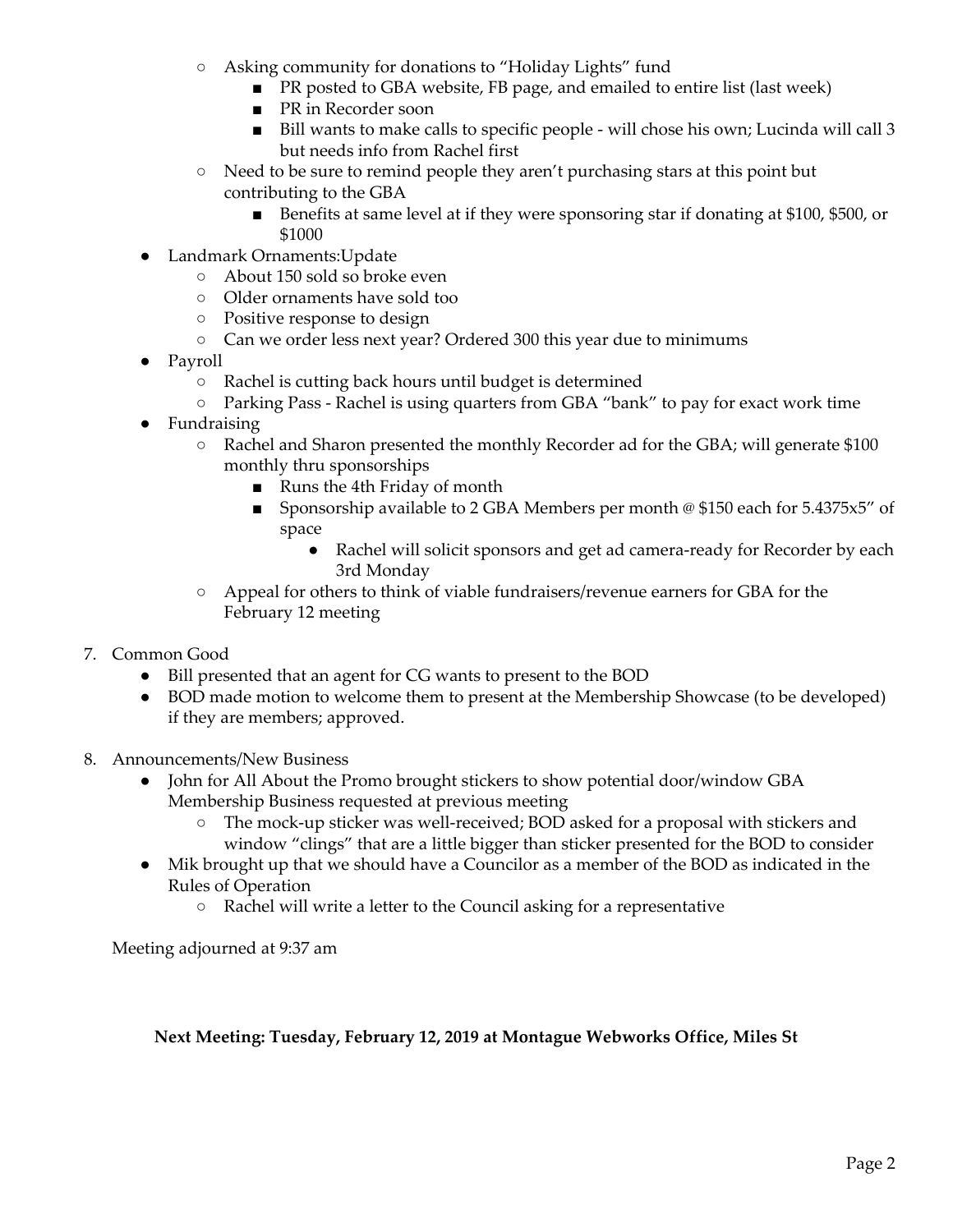- Asking community for donations to "Holiday Lights" fund
    - PR posted to GBA website, FB page, and emailed to entire list (last week)
    - PR in Recorder soon
    - Bill wants to make calls to specific people - will chose his own; Lucinda will call 3 but needs info from Rachel first
- Need to be sure to remind people they aren't purchasing stars at this point but contributing to the GBA
    - Benefits at same level at if they were sponsoring star if donating at $100, $500, or $1000

- Landmark Ornaments:Update
    - About 150 sold so broke even
    - Older ornaments have sold too
    - Positive response to design
    - Can we order less next year? Ordered 300 this year due to minimums
- Payroll
    - Rachel is cutting back hours until budget is determined
    - Parking Pass - Rachel is using quarters from GBA "bank" to pay for exact work time
- Fundraising
    - Rachel and Sharon presented the monthly Recorder ad for the GBA; will generate $100 monthly thru sponsorships
        - Runs the 4th Friday of month
        - Sponsorship available to 2 GBA Members per month @ $150 each for 5.4375x5" of space
            - Rachel will solicit sponsors and get ad camera-ready for Recorder by each 3rd Monday
    - Appeal for others to think of viable fundraisers/revenue earners for GBA for the February 12 meeting

7. Common Good
    - Bill presented that an agent for CG wants to present to the BOD
    - BOD made motion to welcome them to present at the Membership Showcase (to be developed) if they are members; approved.

8. Announcements/New Business
    - John for All About the Promo brought stickers to show potential door/window GBA Membership Business requested at previous meeting
        - The mock-up sticker was well-received; BOD asked for a proposal with stickers and window "clings" that are a little bigger than sticker presented for the BOD to consider
    - Mik brought up that we should have a Councilor as a member of the BOD as indicated in the Rules of Operation
        - Rachel will write a letter to the Council asking for a representative

Meeting adjourned at 9:37 am

**Next Meeting: Tuesday, February 12, 2019 at Montague Webworks Office, Miles St**